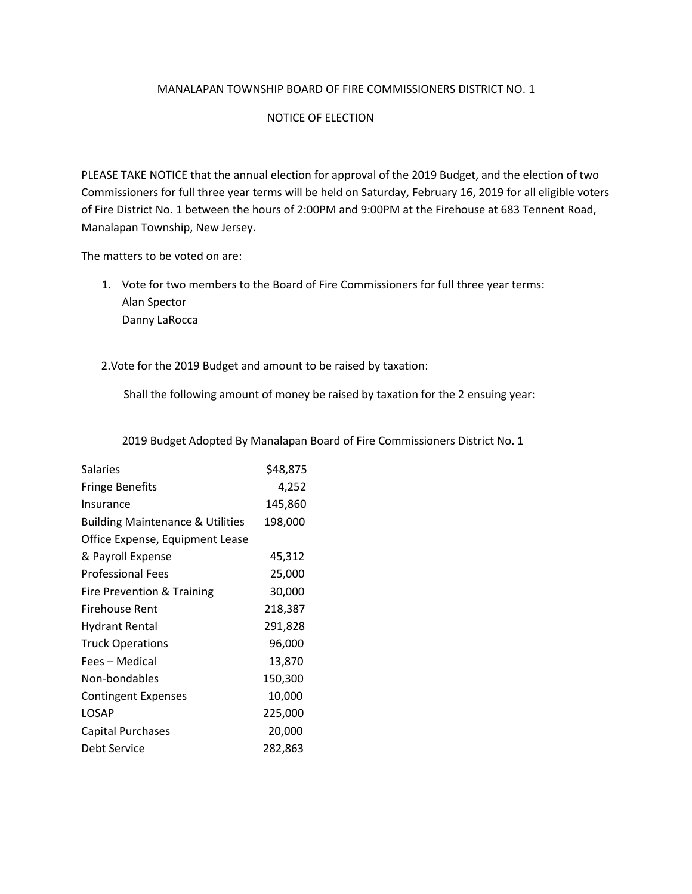MANALAPAN TOWNSHIP BOARD OF FIRE COMMISSIONERS DISTRICT NO. 1

NOTICE OF ELECTION

PLEASE TAKE NOTICE that the annual election for approval of the 2019 Budget, and the election of two Commissioners for full three year terms will be held on Saturday, February 16, 2019 for all eligible voters of Fire District No. 1 between the hours of 2:00PM and 9:00PM at the Firehouse at 683 Tennent Road, Manalapan Township, New Jersey.

The matters to be voted on are:

1. Vote for two members to the Board of Fire Commissioners for full three year terms:
   Alan Spector
   Danny LaRocca

2. Vote for the 2019 Budget and amount to be raised by taxation:

   Shall the following amount of money be raised by taxation for the 2 ensuing year:

2019 Budget Adopted By Manalapan Board of Fire Commissioners District No. 1

| | |
|---|---|
| Salaries | $48,875 |
| Fringe Benefits | 4,252 |
| Insurance | 145,860 |
| Building Maintenance & Utilities | 198,000 |
| Office Expense, Equipment Lease & Payroll Expense | 45,312 |
| Professional Fees | 25,000 |
| Fire Prevention & Training | 30,000 |
| Firehouse Rent | 218,387 |
| Hydrant Rental | 291,828 |
| Truck Operations | 96,000 |
| Fees – Medical | 13,870 |
| Non-bondables | 150,300 |
| Contingent Expenses | 10,000 |
| LOSAP | 225,000 |
| Capital Purchases | 20,000 |
| Debt Service | 282,863 |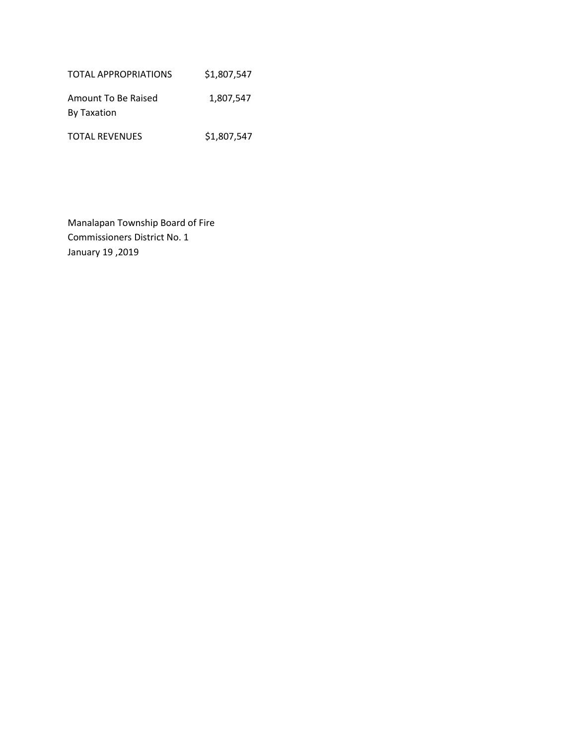| | |
|---|---|
| TOTAL APPROPRIATIONS | $1,807,547 |
| Amount To Be Raised By Taxation | 1,807,547 |
| TOTAL REVENUES | $1,807,547 |

Manalapan Township Board of Fire
Commissioners District No. 1
January 19 ,2019